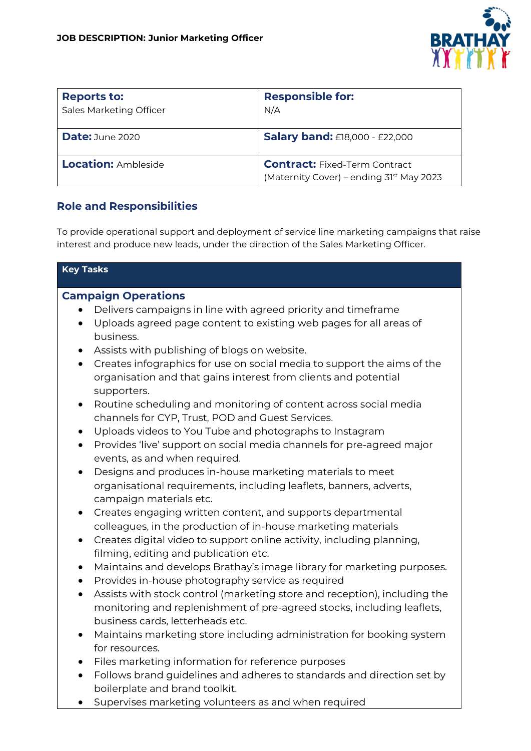**JOB DESCRIPTION: Junior Marketing Officer**

| **Reports to:**<br>Sales Marketing Officer | **Responsible for:**<br>N/A |
|---|---|
| **Date:** June 2020 | **Salary band:** £18,000 - £22,000 |
| **Location:** Ambleside | **Contract:** Fixed-Term Contract (Maternity Cover) – ending 31st May 2023 |

## Role and Responsibilities

To provide operational support and deployment of service line marketing campaigns that raise interest and produce new leads, under the direction of the Sales Marketing Officer.

**Key Tasks**

### Campaign Operations

- Delivers campaigns in line with agreed priority and timeframe
- Uploads agreed page content to existing web pages for all areas of business.
- Assists with publishing of blogs on website.
- Creates infographics for use on social media to support the aims of the organisation and that gains interest from clients and potential supporters.
- Routine scheduling and monitoring of content across social media channels for CYP, Trust, POD and Guest Services.
- Uploads videos to You Tube and photographs to Instagram
- Provides 'live' support on social media channels for pre-agreed major events, as and when required.
- Designs and produces in-house marketing materials to meet organisational requirements, including leaflets, banners, adverts, campaign materials etc.
- Creates engaging written content, and supports departmental colleagues, in the production of in-house marketing materials
- Creates digital video to support online activity, including planning, filming, editing and publication etc.
- Maintains and develops Brathay's image library for marketing purposes.
- Provides in-house photography service as required
- Assists with stock control (marketing store and reception), including the monitoring and replenishment of pre-agreed stocks, including leaflets, business cards, letterheads etc.
- Maintains marketing store including administration for booking system for resources.
- Files marketing information for reference purposes
- Follows brand guidelines and adheres to standards and direction set by boilerplate and brand toolkit.
- Supervises marketing volunteers as and when required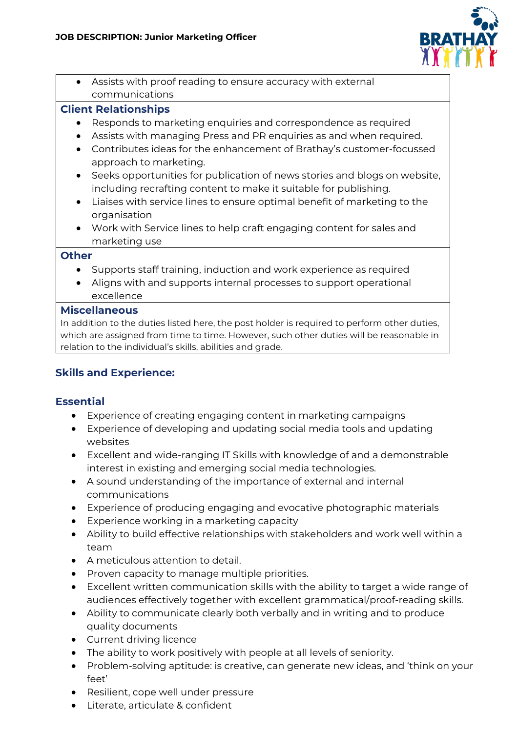- Assists with proof reading to ensure accuracy with external communications

**Client Relationships**

- Responds to marketing enquiries and correspondence as required
- Assists with managing Press and PR enquiries as and when required.
- Contributes ideas for the enhancement of Brathay's customer-focussed approach to marketing.
- Seeks opportunities for publication of news stories and blogs on website, including recrafting content to make it suitable for publishing.
- Liaises with service lines to ensure optimal benefit of marketing to the organisation
- Work with Service lines to help craft engaging content for sales and marketing use

**Other**

- Supports staff training, induction and work experience as required
- Aligns with and supports internal processes to support operational excellence

**Miscellaneous**

In addition to the duties listed here, the post holder is required to perform other duties, which are assigned from time to time. However, such other duties will be reasonable in relation to the individual's skills, abilities and grade.

## Skills and Experience:

### Essential

- Experience of creating engaging content in marketing campaigns
- Experience of developing and updating social media tools and updating websites
- Excellent and wide-ranging IT Skills with knowledge of and a demonstrable interest in existing and emerging social media technologies.
- A sound understanding of the importance of external and internal communications
- Experience of producing engaging and evocative photographic materials
- Experience working in a marketing capacity
- Ability to build effective relationships with stakeholders and work well within a team
- A meticulous attention to detail.
- Proven capacity to manage multiple priorities.
- Excellent written communication skills with the ability to target a wide range of audiences effectively together with excellent grammatical/proof-reading skills.
- Ability to communicate clearly both verbally and in writing and to produce quality documents
- Current driving licence
- The ability to work positively with people at all levels of seniority.
- Problem-solving aptitude: is creative, can generate new ideas, and 'think on your feet'
- Resilient, cope well under pressure
- Literate, articulate & confident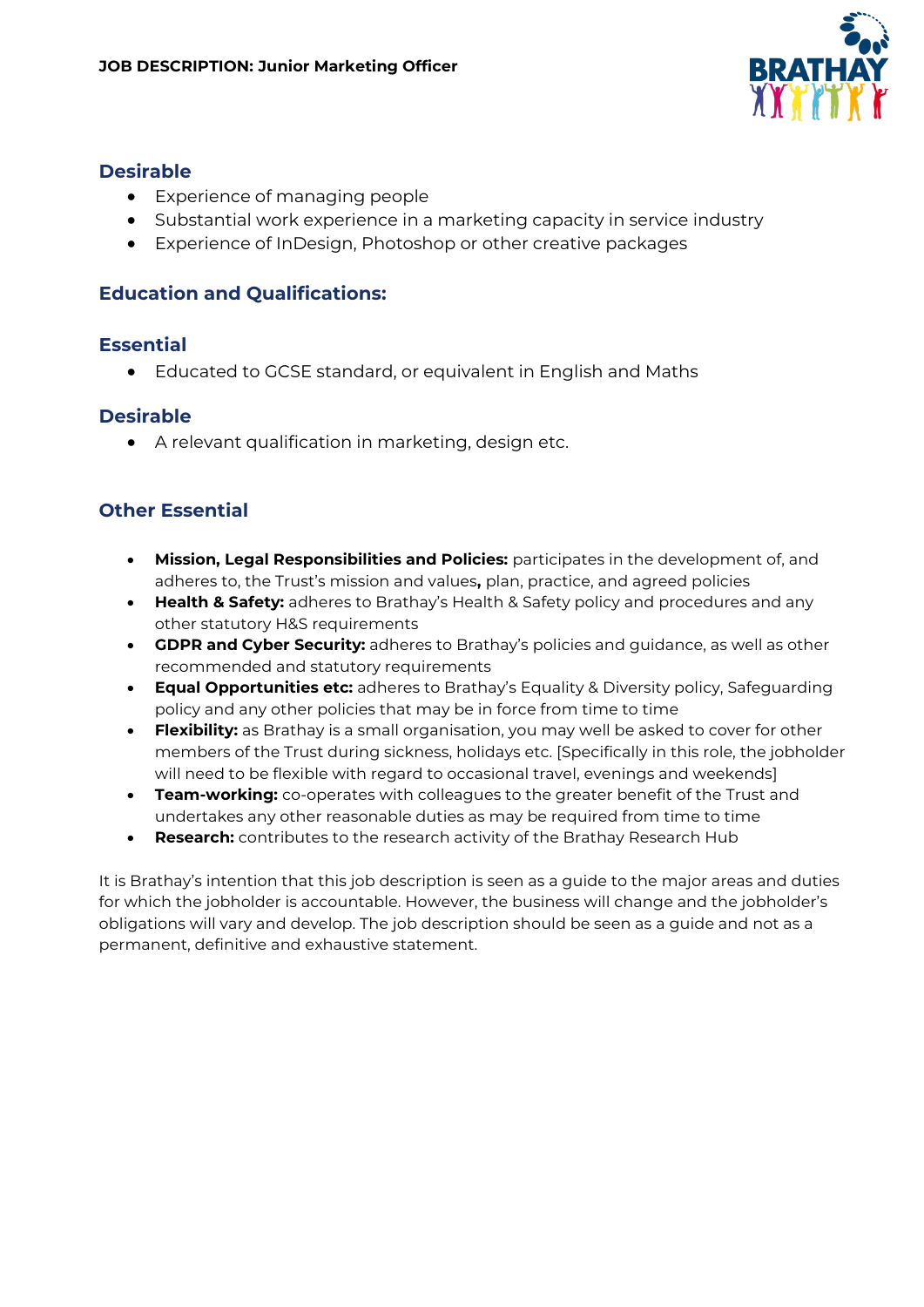### Desirable

- Experience of managing people
- Substantial work experience in a marketing capacity in service industry
- Experience of InDesign, Photoshop or other creative packages

## Education and Qualifications:

### Essential

- Educated to GCSE standard, or equivalent in English and Maths

### Desirable

- A relevant qualification in marketing, design etc.

### Other Essential

- **Mission, Legal Responsibilities and Policies:** participates in the development of, and adheres to, the Trust's mission and values**,** plan, practice, and agreed policies
- **Health & Safety:** adheres to Brathay's Health & Safety policy and procedures and any other statutory H&S requirements
- **GDPR and Cyber Security:** adheres to Brathay's policies and guidance, as well as other recommended and statutory requirements
- **Equal Opportunities etc:** adheres to Brathay's Equality & Diversity policy, Safeguarding policy and any other policies that may be in force from time to time
- **Flexibility:** as Brathay is a small organisation, you may well be asked to cover for other members of the Trust during sickness, holidays etc. [Specifically in this role, the jobholder will need to be flexible with regard to occasional travel, evenings and weekends]
- **Team-working:** co-operates with colleagues to the greater benefit of the Trust and undertakes any other reasonable duties as may be required from time to time
- **Research:** contributes to the research activity of the Brathay Research Hub

It is Brathay's intention that this job description is seen as a guide to the major areas and duties for which the jobholder is accountable. However, the business will change and the jobholder's obligations will vary and develop. The job description should be seen as a guide and not as a permanent, definitive and exhaustive statement.